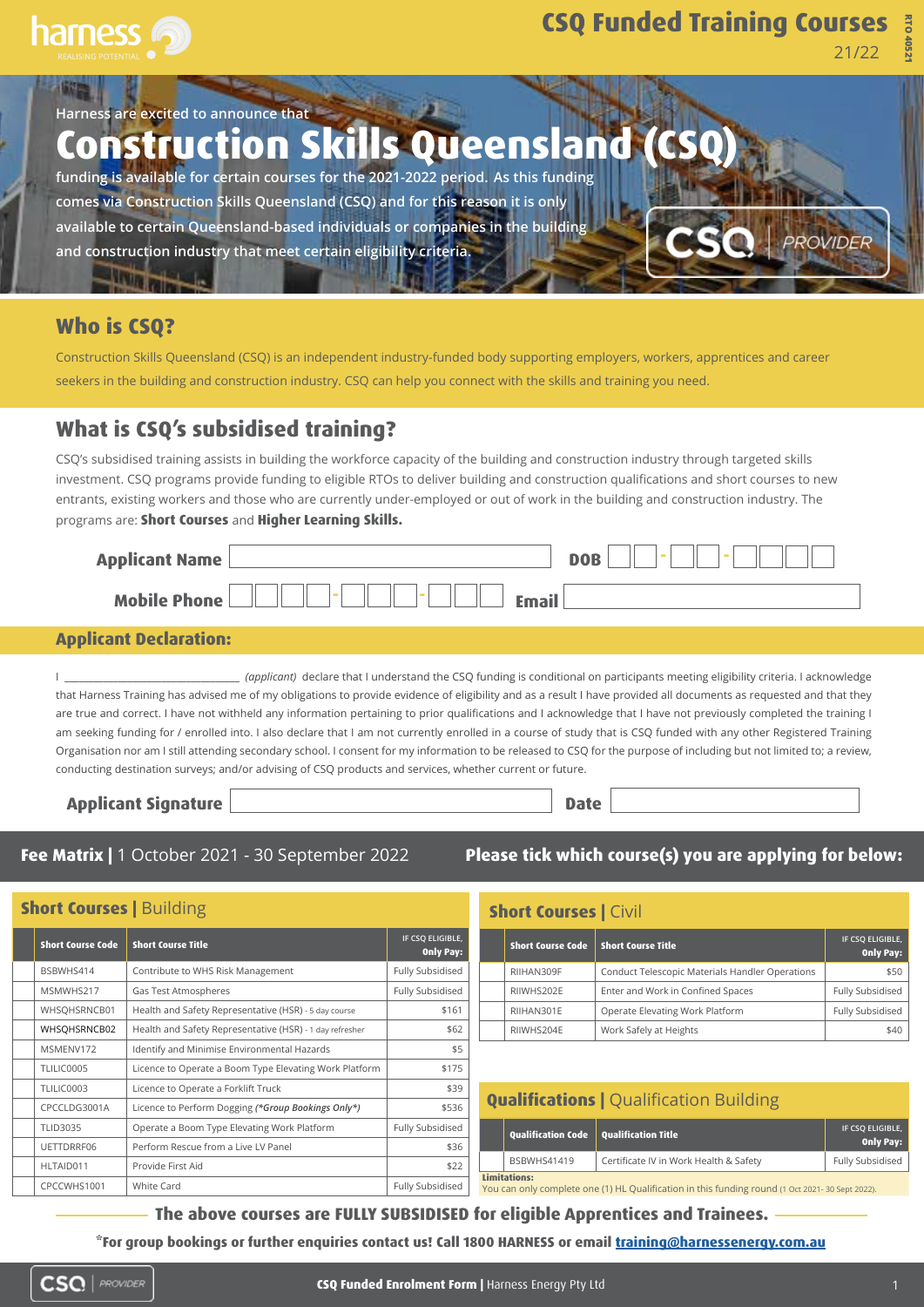# CSQ Funded Training Courses

21/22

Harness are excited to announce that

# Construction Skills Queensland (CSQ)

**funding is available for certain courses for the 2021-2022 period. As this funding comes via Construction Skills Queensland (CSQ) and for this reason it is only available to certain Queensland-based individuals or companies in the building and construction industry that meet certain eligibility criteria.**

CSQ | PROVIDER

## Who is CSQ?

Construction Skills Queensland (CSQ) is an independent industry-funded body supporting employers, workers, apprentices and career seekers in the building and construction industry. CSQ can help you connect with the skills and training you need.

## What is CSQ's subsidised training?

CSQ's subsidised training assists in building the workforce capacity of the building and construction industry through targeted skills investment. CSQ programs provide funding to eligible RTOs to deliver building and construction qualifications and short courses to new entrants, existing workers and those who are currently under-employed or out of work in the building and construction industry. The programs are: **Short Courses** and **Higher Learning Skills.**

**Applicant Name** ____________________ **DOB** __ __ - __ __ - __ __ __ __

**Mobile Phone** __ __ __ __ - __ __ __ - __ __ __ **Email** ____________________

### Applicant Declaration:

I ______________________________ *(applicant)* declare that I understand the CSQ funding is conditional on participants meeting eligibility criteria. I acknowledge that Harness Training has advised me of my obligations to provide evidence of eligibility and as a result I have provided all documents as requested and that they are true and correct. I have not withheld any information pertaining to prior qualifications and I acknowledge that I have not previously completed the training I am seeking funding for / enrolled into. I also declare that I am not currently enrolled in a course of study that is CSQ funded with any other Registered Training Organisation nor am I still attending secondary school. I consent for my information to be released to CSQ for the purpose of including but not limited to; a review, conducting destination surveys; and/or advising of CSQ products and services, whether current or future.

**Applicant Signature** ____________________ **Date** ____________________

## Fee Matrix | 1 October 2021 - 30 September 2022

**Please tick which course(s) you are applying for below:**

### Short Courses | Building

| | Short Course Code | Short Course Title | IF CSQ ELIGIBLE, Only Pay: |
|---|---|---|---|
| | BSBWHS414 | Contribute to WHS Risk Management | Fully Subsidised |
| | MSMWHS217 | Gas Test Atmospheres | Fully Subsidised |
| | WHSQHSRNCB01 | Health and Safety Representative (HSR) - 5 day course | $161 |
| | WHSQHSRNCB02 | Health and Safety Representative (HSR) - 1 day refresher | $62 |
| | MSMENV172 | Identify and Minimise Environmental Hazards | $5 |
| | TLILIC0005 | Licence to Operate a Boom Type Elevating Work Platform | $175 |
| | TLILIC0003 | Licence to Operate a Forklift Truck | $39 |
| | CPCCLDG3001A | Licence to Perform Dogging *(\*Group Bookings Only\*)* | $536 |
| | TLID3035 | Operate a Boom Type Elevating Work Platform | Fully Subsidised |
| | UETTDRRF06 | Perform Rescue from a Live LV Panel | $36 |
| | HLTAID011 | Provide First Aid | $22 |
| | CPCCWHS1001 | White Card | Fully Subsidised |

### Short Courses | Civil

| | Short Course Code | Short Course Title | IF CSQ ELIGIBLE, Only Pay: |
|---|---|---|---|
| | RIIHAN309F | Conduct Telescopic Materials Handler Operations | $50 |
| | RIIWHS202E | Enter and Work in Confined Spaces | Fully Subsidised |
| | RIIHAN301E | Operate Elevating Work Platform | Fully Subsidised |
| | RIIWHS204E | Work Safely at Heights | $40 |

### Qualifications | Qualification Building

| | Qualification Code | Qualification Title | IF CSQ ELIGIBLE, Only Pay: |
|---|---|---|---|
| | BSBWHS41419 | Certificate IV in Work Health & Safety | Fully Subsidised |

**Limitations:**
You can only complete one (1) HL Qualification in this funding round (1 Oct 2021- 30 Sept 2022).

**The above courses are FULLY SUBSIDISED for eligible Apprentices and Trainees.**

**\*For group bookings or further enquiries contact us! Call 1800 HARNESS or email training@harnessenergy.com.au**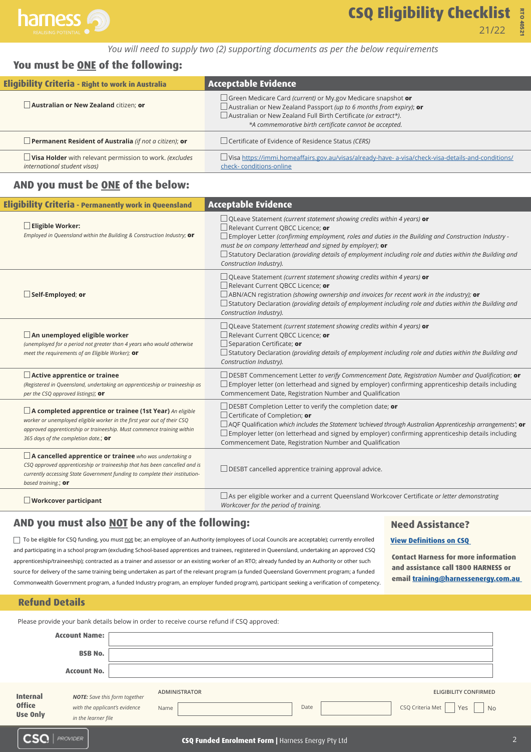# CSQ Eligibility Checklist

21/22

RTO 40521

*You will need to supply two (2) supporting documents as per the below requirements*

## You must be ONE of the following:

| Eligibility Criteria - Right to work in Australia | Accepctable Evidence |
|---|---|
| ☐ **Australian or New Zealand** citizen; **or** | ☐ Green Medicare Card *(current)* or My.gov Medicare snapshot **or**<br>☐ Australian or New Zealand Passport *(up to 6 months from expiry)*; **or**<br>☐ Australian or New Zealand Full Birth Certificate *(or extract\*)*.<br>*\*A commemorative birth certificate cannot be accepted.* |
| ☐ **Permanent Resident of Australia** *(if not a citizen)*; **or** | ☐ Certificate of Evidence of Residence Status *(CERS)* |
| ☐ **Visa Holder** with relevant permission to work. *(excludes international student visas)* | ☐ Visa https://immi.homeaffairs.gov.au/visas/already-have- a-visa/check-visa-details-and-conditions/check- conditions-online |

## AND you must be ONE of the below:

| Eligibility Criteria - Permanently work in Queensland | Acceptable Evidence |
|---|---|
| ☐ **Eligible Worker:**<br>*Employed in Queensland within the Building & Construction Industry;* **or** | ☐ QLeave Statement *(current statement showing credits within 4 years)* **or**<br>☐ Relevant Current QBCC Licence; **or**<br>☐ Employer Letter *(confirming employment, roles and duties in the Building and Construction Industry - must be on company letterhead and signed by employer)*; **or**<br>☐ Statutory Declaration *(providing details of employment including role and duties within the Building and Construction Industry).* |
| ☐ **Self-Employed**; **or** | ☐ QLeave Statement *(current statement showing credits within 4 years)* **or**<br>☐ Relevant Current QBCC Licence; **or**<br>☐ ABN/ACN registration *(showing ownership and invoices for recent work in the industry)*; **or**<br>☐ Statutory Declaration *(providing details of employment including role and duties within the Building and Construction Industry).* |
| ☐ **An unemployed eligible worker**<br>*(unemployed for a period not greater than 4 years who would otherwise meet the requirements of an Eligible Worker);* **or** | ☐ QLeave Statement *(current statement showing credits within 4 years)* **or**<br>☐ Relevant Current QBCC Licence; **or**<br>☐ Separation Certificate; **or**<br>☐ Statutory Declaration *(providing details of employment including role and duties within the Building and Construction Industry).* |
| ☐ **Active apprentice or trainee**<br>*(Registered in Queensland, undertaking an apprenticeship or traineeship as per the CSQ approved listings);* **or** | ☐ DESBT Commencement Letter *to verify Commencement Date, Registration Number and Qualification*; **or**<br>☐ Employer letter (on letterhead and signed by employer) confirming apprenticeship details including Commencement Date, Registration Number and Qualification |
| ☐ **A completed apprentice or trainee (1st Year)** *An eligible worker or unemployed eligible worker in the first year out of their CSQ approved apprenticeship or traineeship. Must commence training within 365 days of the completion date.*; **or** | ☐ DESBT Completion Letter to verify the completion date; **or**<br>☐ Certificate of Completion; **or**<br>☐ AQF Qualification *which includes the Statement 'achieved through Australian Apprenticeship arrangements'*; **or**<br>☐ Employer letter (on letterhead and signed by employer) confirming apprenticeship details including Commencement Date, Registration Number and Qualification |
| ☐ **A cancelled apprentice or trainee** *who was undertaking a CSQ approved apprenticeship or traineeship that has been cancelled and is currently accessing State Government funding to complete their institution-based training.*; **or** | ☐ DESBT cancelled apprentice training approval advice. |
| ☐ **Workcover participant** | ☐ As per eligible worker and a current Queensland Workcover Certificate *or letter demonstrating Workcover for the period of training.* |

## AND you must also NOT be any of the following:

☐ To be eligible for CSQ funding, you must not be; an employee of an Authority (employees of Local Councils are acceptable); currently enrolled and participating in a school program (excluding School-based apprentices and trainees, registered in Queensland, undertaking an approved CSQ apprenticeship/traineeship); contracted as a trainer and assessor or an existing worker of an RTO; already funded by an Authority or other such source for delivery of the same training being undertaken as part of the relevant program (a funded Queensland Government program; a funded Commonwealth Government program, a funded Industry program, an employer funded program), participant seeking a verification of competency.

### Need Assistance?

**View Definitions on CSQ**

**Contact Harness for more information and assistance call 1800 HARNESS or email training@harnessenergy.com.au**

## Refund Details

Please provide your bank details below in order to receive course refund if CSQ approved:

**Account Name:** 

**BSB No.** 

**Account No.** 

**Internal Office Use Only**

***NOTE:** Save this form together with the applicant's evidence in the learner file*

ADMINISTRATOR

Name ______ Date ______

ELIGIBILITY CONFIRMED

CSQ Criteria Met ☐ Yes ☐ No

**CSQ Funded Enrolment Form |** Harness Energy Pty Ltd